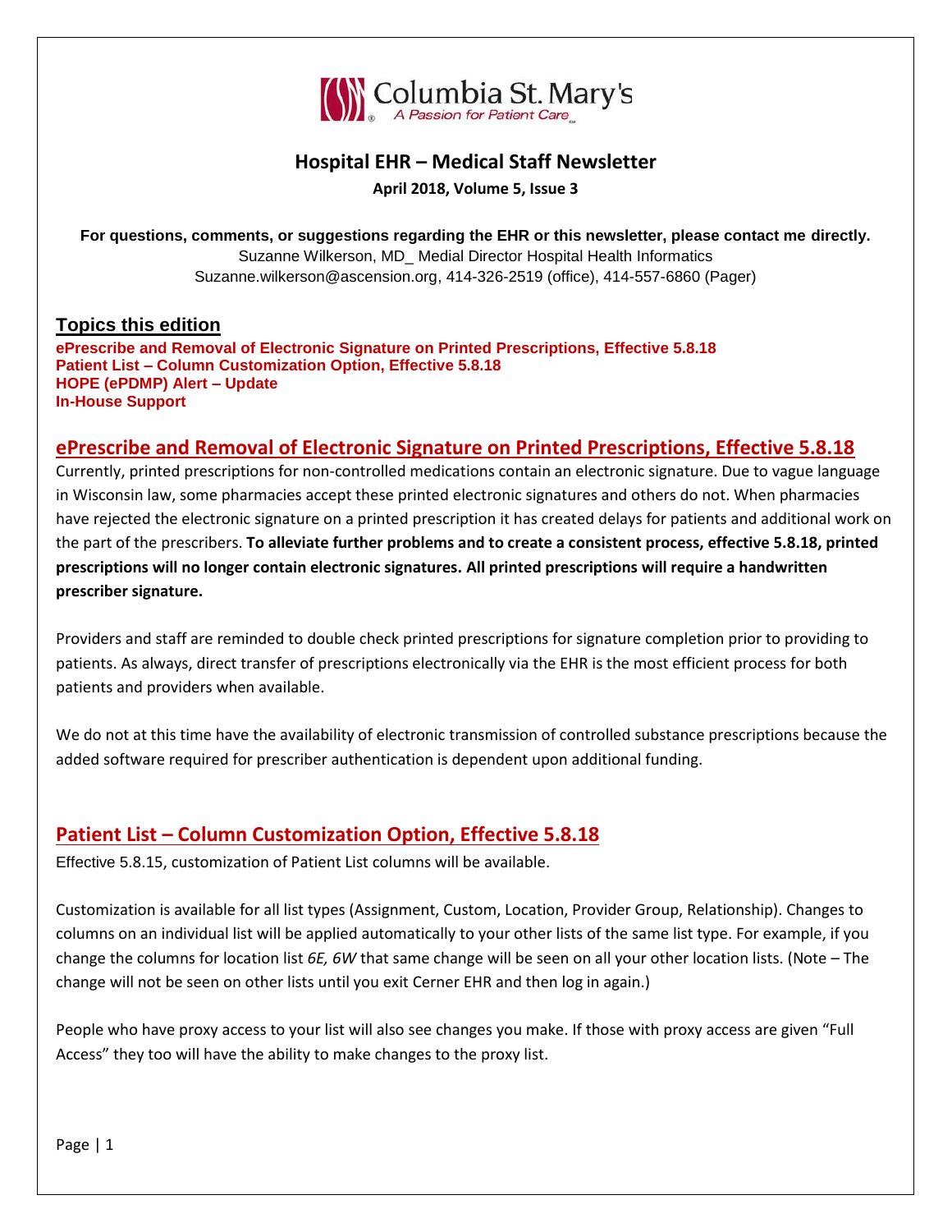Columbia St. Mary's
A Passion for Patient Care

# Hospital EHR – Medical Staff Newsletter

**April 2018, Volume 5, Issue 3**

**For questions, comments, or suggestions regarding the EHR or this newsletter, please contact me directly.**
Suzanne Wilkerson, MD_ Medial Director Hospital Health Informatics
Suzanne.wilkerson@ascension.org, 414-326-2519 (office), 414-557-6860 (Pager)

## Topics this edition

**ePrescribe and Removal of Electronic Signature on Printed Prescriptions, Effective 5.8.18**
**Patient List – Column Customization Option, Effective 5.8.18**
**HOPE (ePDMP) Alert – Update**
**In-House Support**

## ePrescribe and Removal of Electronic Signature on Printed Prescriptions, Effective 5.8.18

Currently, printed prescriptions for non-controlled medications contain an electronic signature. Due to vague language in Wisconsin law, some pharmacies accept these printed electronic signatures and others do not. When pharmacies have rejected the electronic signature on a printed prescription it has created delays for patients and additional work on the part of the prescribers. **To alleviate further problems and to create a consistent process, effective 5.8.18, printed prescriptions will no longer contain electronic signatures. All printed prescriptions will require a handwritten prescriber signature.**

Providers and staff are reminded to double check printed prescriptions for signature completion prior to providing to patients. As always, direct transfer of prescriptions electronically via the EHR is the most efficient process for both patients and providers when available.

We do not at this time have the availability of electronic transmission of controlled substance prescriptions because the added software required for prescriber authentication is dependent upon additional funding.

## Patient List – Column Customization Option, Effective 5.8.18

Effective 5.8.15, customization of Patient List columns will be available.

Customization is available for all list types (Assignment, Custom, Location, Provider Group, Relationship). Changes to columns on an individual list will be applied automatically to your other lists of the same list type. For example, if you change the columns for location list *6E, 6W* that same change will be seen on all your other location lists. (Note – The change will not be seen on other lists until you exit Cerner EHR and then log in again.)

People who have proxy access to your list will also see changes you make. If those with proxy access are given "Full Access" they too will have the ability to make changes to the proxy list.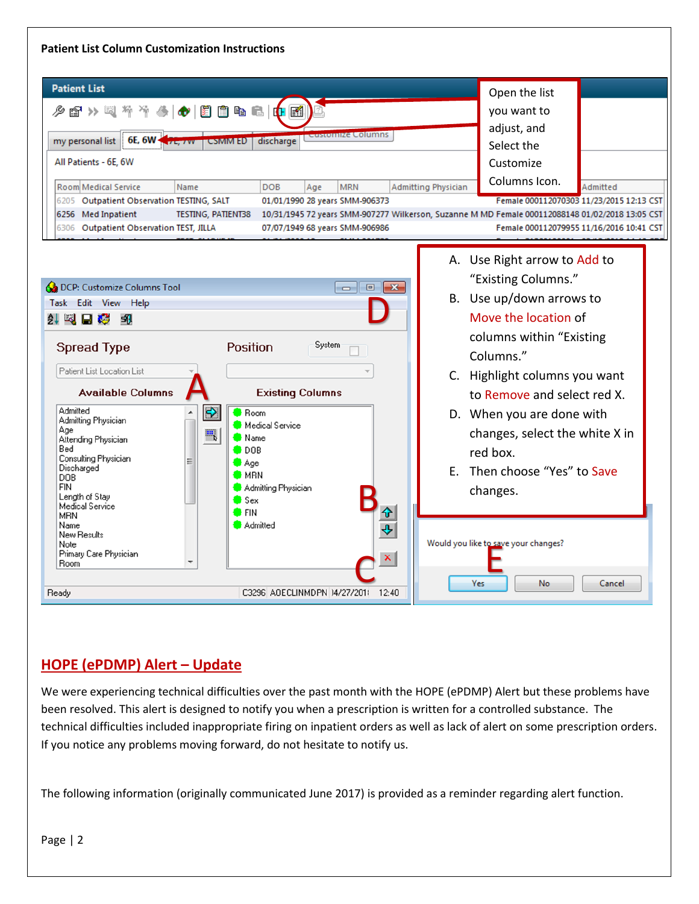**Patient List Column Customization Instructions**

Open the list you want to adjust, and Select the Customize Columns Icon.

A. Use Right arrow to Add to "Existing Columns."
B. Use up/down arrows to Move the location of columns within "Existing Columns."
C. Highlight columns you want to Remove and select red X.
D. When you are done with changes, select the white X in red box.
E. Then choose "Yes" to Save changes.

## HOPE (ePDMP) Alert – Update

We were experiencing technical difficulties over the past month with the HOPE (ePDMP) Alert but these problems have been resolved. This alert is designed to notify you when a prescription is written for a controlled substance. The technical difficulties included inappropriate firing on inpatient orders as well as lack of alert on some prescription orders. If you notice any problems moving forward, do not hesitate to notify us.

The following information (originally communicated June 2017) is provided as a reminder regarding alert function.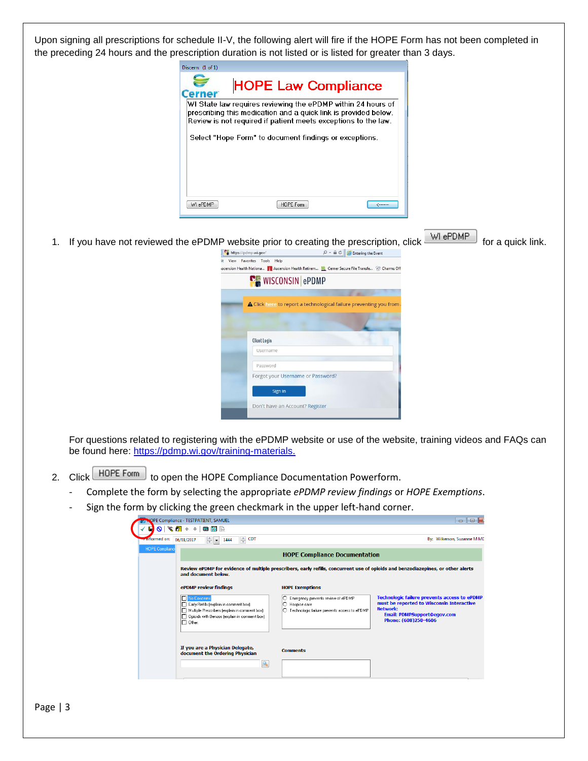Upon signing all prescriptions for schedule II-V, the following alert will fire if the HOPE Form has not been completed in the preceding 24 hours and the prescription duration is not listed or is listed for greater than 3 days.

1. If you have not reviewed the ePDMP website prior to creating the prescription, click **WI ePDMP** for a quick link.

   For questions related to registering with the ePDMP website or use of the website, training videos and FAQs can be found here: [https://pdmp.wi.gov/training-materials.](https://pdmp.wi.gov/training-materials)

2. Click **HOPE Form** to open the HOPE Compliance Documentation Powerform.
   - Complete the form by selecting the appropriate *ePDMP review findings* or *HOPE Exemptions*.
   - Sign the form by clicking the green checkmark in the upper left-hand corner.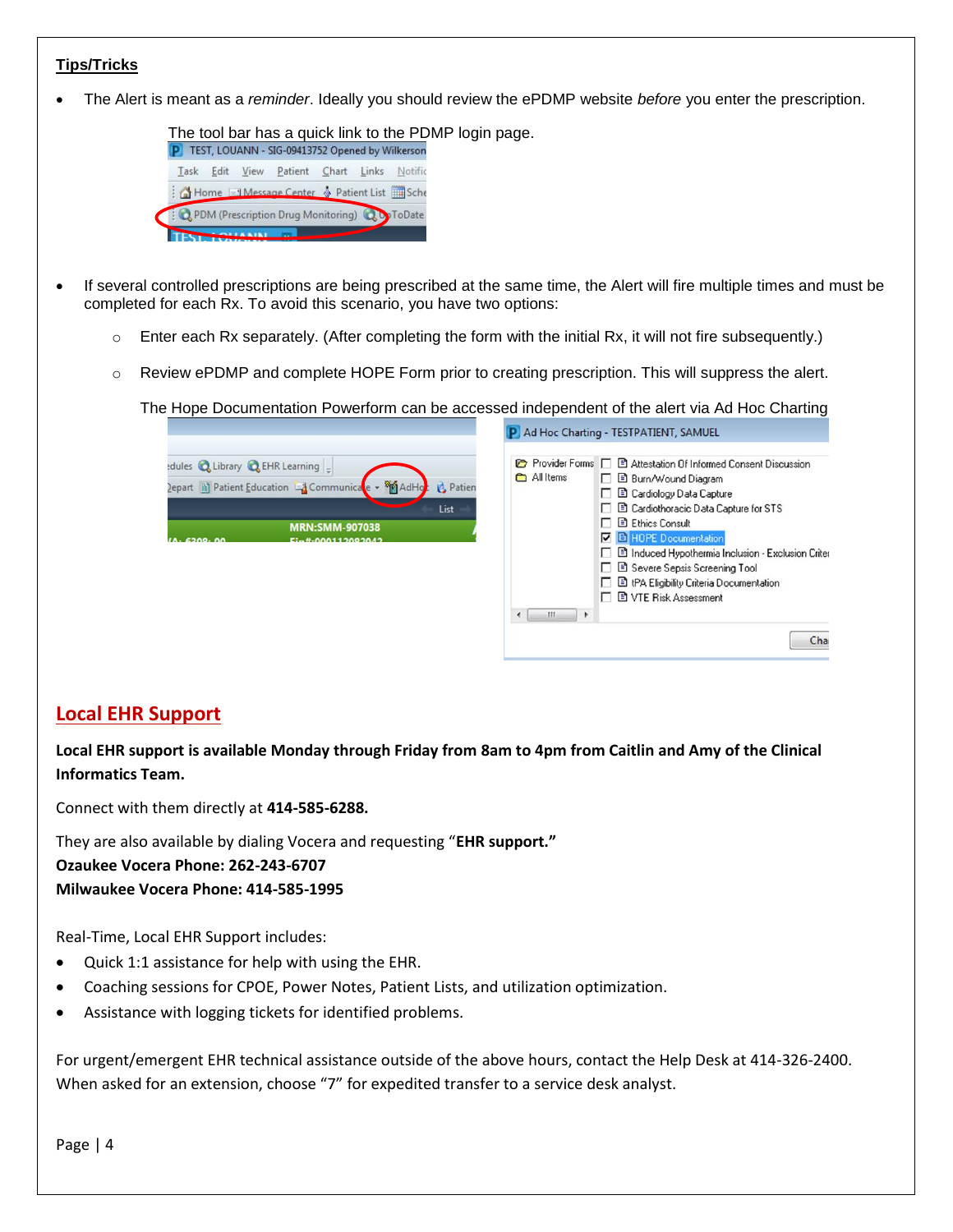**Tips/Tricks**

- The Alert is meant as a *reminder*. Ideally you should review the ePDMP website *before* you enter the prescription.

  The tool bar has a quick link to the PDMP login page.

- If several controlled prescriptions are being prescribed at the same time, the Alert will fire multiple times and must be completed for each Rx. To avoid this scenario, you have two options:
  - Enter each Rx separately. (After completing the form with the initial Rx, it will not fire subsequently.)
  - Review ePDMP and complete HOPE Form prior to creating prescription. This will suppress the alert.

  The Hope Documentation Powerform can be accessed independent of the alert via Ad Hoc Charting

## Local EHR Support

**Local EHR support is available Monday through Friday from 8am to 4pm from Caitlin and Amy of the Clinical Informatics Team.**

Connect with them directly at **414-585-6288.**

They are also available by dialing Vocera and requesting "**EHR support.**"
**Ozaukee Vocera Phone: 262-243-6707**
**Milwaukee Vocera Phone: 414-585-1995**

Real-Time, Local EHR Support includes:

- Quick 1:1 assistance for help with using the EHR.
- Coaching sessions for CPOE, Power Notes, Patient Lists, and utilization optimization.
- Assistance with logging tickets for identified problems.

For urgent/emergent EHR technical assistance outside of the above hours, contact the Help Desk at 414-326-2400. When asked for an extension, choose "7" for expedited transfer to a service desk analyst.